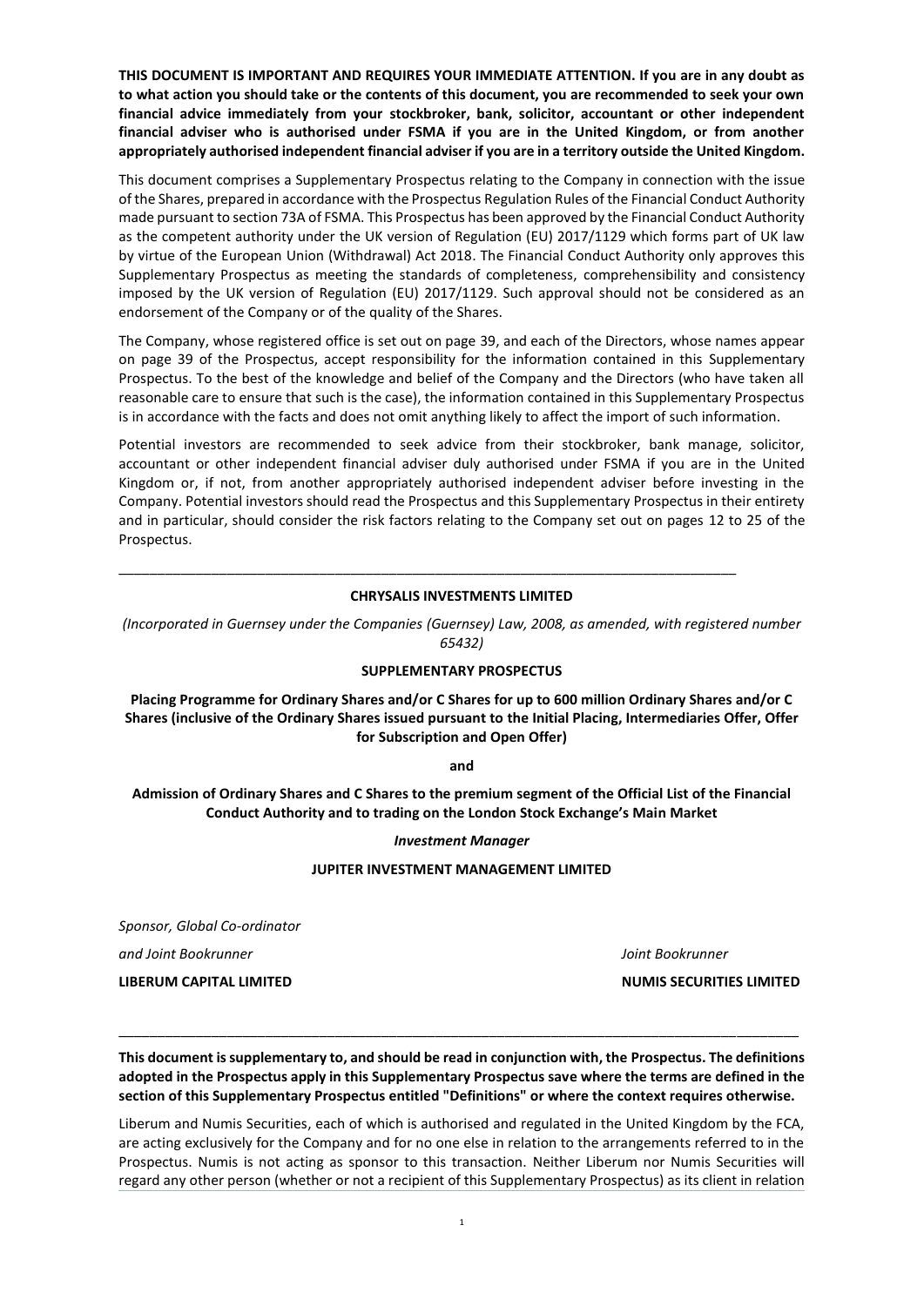**THIS DOCUMENT IS IMPORTANT AND REQUIRES YOUR IMMEDIATE ATTENTION. If you are in any doubt as to what action you should take or the contents of this document, you are recommended to seek your own financial advice immediately from your stockbroker, bank, solicitor, accountant or other independent financial adviser who is authorised under FSMA if you are in the United Kingdom, or from another appropriately authorised independent financial adviser if you are in a territory outside the United Kingdom.**

This document comprises a Supplementary Prospectus relating to the Company in connection with the issue of the Shares, prepared in accordance with the Prospectus Regulation Rules of the Financial Conduct Authority made pursuant to section 73A of FSMA. This Prospectus has been approved by the Financial Conduct Authority as the competent authority under the UK version of Regulation (EU) 2017/1129 which forms part of UK law by virtue of the European Union (Withdrawal) Act 2018. The Financial Conduct Authority only approves this Supplementary Prospectus as meeting the standards of completeness, comprehensibility and consistency imposed by the UK version of Regulation (EU) 2017/1129. Such approval should not be considered as an endorsement of the Company or of the quality of the Shares.

The Company, whose registered office is set out on page 39, and each of the Directors, whose names appear on page 39 of the Prospectus, accept responsibility for the information contained in this Supplementary Prospectus. To the best of the knowledge and belief of the Company and the Directors (who have taken all reasonable care to ensure that such is the case), the information contained in this Supplementary Prospectus is in accordance with the facts and does not omit anything likely to affect the import of such information.

Potential investors are recommended to seek advice from their stockbroker, bank manage, solicitor, accountant or other independent financial adviser duly authorised under FSMA if you are in the United Kingdom or, if not, from another appropriately authorised independent adviser before investing in the Company. Potential investors should read the Prospectus and this Supplementary Prospectus in their entirety and in particular, should consider the risk factors relating to the Company set out on pages 12 to 25 of the Prospectus.

---

**CHRYSALIS INVESTMENTS LIMITED**

*(Incorporated in Guernsey under the Companies (Guernsey) Law, 2008, as amended, with registered number 65432)*

**SUPPLEMENTARY PROSPECTUS**

**Placing Programme for Ordinary Shares and/or C Shares for up to 600 million Ordinary Shares and/or C Shares (inclusive of the Ordinary Shares issued pursuant to the Initial Placing, Intermediaries Offer, Offer for Subscription and Open Offer)**

**and**

**Admission of Ordinary Shares and C Shares to the premium segment of the Official List of the Financial Conduct Authority and to trading on the London Stock Exchange's Main Market**

***Investment Manager***

**JUPITER INVESTMENT MANAGEMENT LIMITED**

*Sponsor, Global Co-ordinator and Joint Bookrunner*

**LIBERUM CAPITAL LIMITED**

*Joint Bookrunner*

**NUMIS SECURITIES LIMITED**

---

**This document is supplementary to, and should be read in conjunction with, the Prospectus. The definitions adopted in the Prospectus apply in this Supplementary Prospectus save where the terms are defined in the section of this Supplementary Prospectus entitled "Definitions" or where the context requires otherwise.**

Liberum and Numis Securities, each of which is authorised and regulated in the United Kingdom by the FCA, are acting exclusively for the Company and for no one else in relation to the arrangements referred to in the Prospectus. Numis is not acting as sponsor to this transaction. Neither Liberum nor Numis Securities will regard any other person (whether or not a recipient of this Supplementary Prospectus) as its client in relation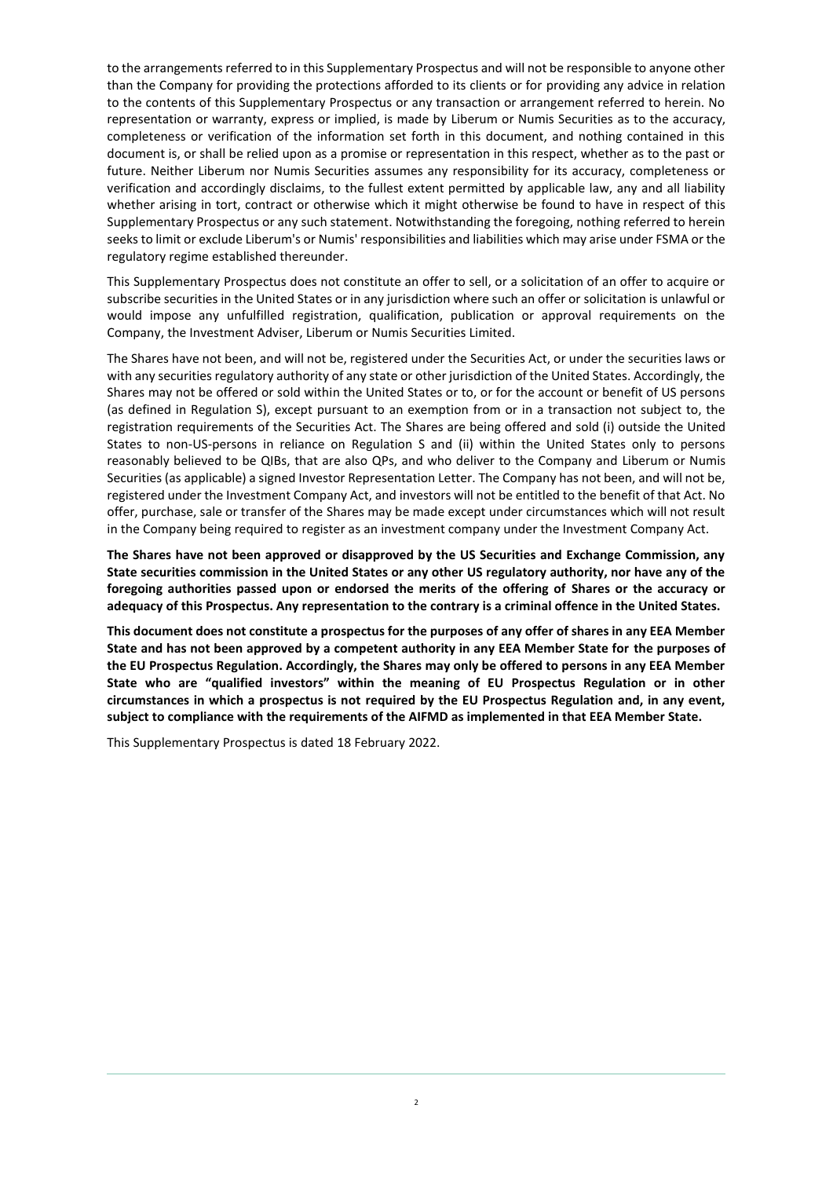to the arrangements referred to in this Supplementary Prospectus and will not be responsible to anyone other than the Company for providing the protections afforded to its clients or for providing any advice in relation to the contents of this Supplementary Prospectus or any transaction or arrangement referred to herein. No representation or warranty, express or implied, is made by Liberum or Numis Securities as to the accuracy, completeness or verification of the information set forth in this document, and nothing contained in this document is, or shall be relied upon as a promise or representation in this respect, whether as to the past or future. Neither Liberum nor Numis Securities assumes any responsibility for its accuracy, completeness or verification and accordingly disclaims, to the fullest extent permitted by applicable law, any and all liability whether arising in tort, contract or otherwise which it might otherwise be found to have in respect of this Supplementary Prospectus or any such statement. Notwithstanding the foregoing, nothing referred to herein seeks to limit or exclude Liberum's or Numis' responsibilities and liabilities which may arise under FSMA or the regulatory regime established thereunder.

This Supplementary Prospectus does not constitute an offer to sell, or a solicitation of an offer to acquire or subscribe securities in the United States or in any jurisdiction where such an offer or solicitation is unlawful or would impose any unfulfilled registration, qualification, publication or approval requirements on the Company, the Investment Adviser, Liberum or Numis Securities Limited.

The Shares have not been, and will not be, registered under the Securities Act, or under the securities laws or with any securities regulatory authority of any state or other jurisdiction of the United States. Accordingly, the Shares may not be offered or sold within the United States or to, or for the account or benefit of US persons (as defined in Regulation S), except pursuant to an exemption from or in a transaction not subject to, the registration requirements of the Securities Act. The Shares are being offered and sold (i) outside the United States to non-US-persons in reliance on Regulation S and (ii) within the United States only to persons reasonably believed to be QIBs, that are also QPs, and who deliver to the Company and Liberum or Numis Securities (as applicable) a signed Investor Representation Letter. The Company has not been, and will not be, registered under the Investment Company Act, and investors will not be entitled to the benefit of that Act. No offer, purchase, sale or transfer of the Shares may be made except under circumstances which will not result in the Company being required to register as an investment company under the Investment Company Act.

**The Shares have not been approved or disapproved by the US Securities and Exchange Commission, any State securities commission in the United States or any other US regulatory authority, nor have any of the foregoing authorities passed upon or endorsed the merits of the offering of Shares or the accuracy or adequacy of this Prospectus. Any representation to the contrary is a criminal offence in the United States.**

**This document does not constitute a prospectus for the purposes of any offer of shares in any EEA Member State and has not been approved by a competent authority in any EEA Member State for the purposes of the EU Prospectus Regulation. Accordingly, the Shares may only be offered to persons in any EEA Member State who are "qualified investors" within the meaning of EU Prospectus Regulation or in other circumstances in which a prospectus is not required by the EU Prospectus Regulation and, in any event, subject to compliance with the requirements of the AIFMD as implemented in that EEA Member State.**

This Supplementary Prospectus is dated 18 February 2022.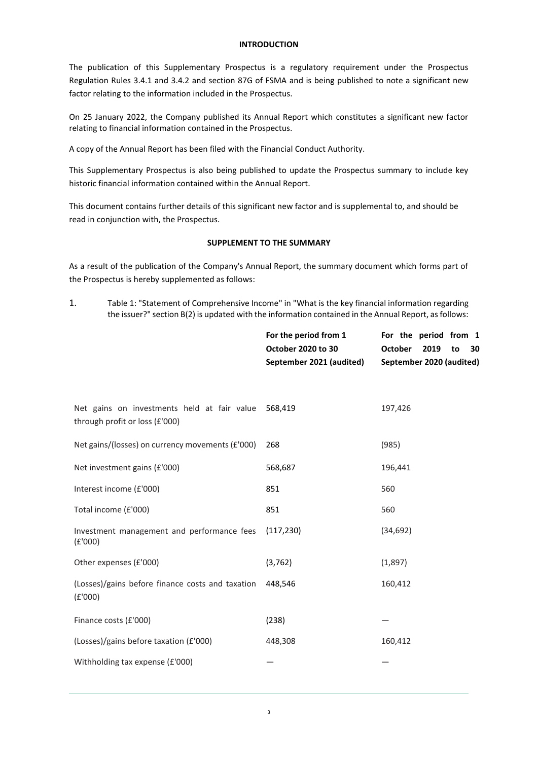## INTRODUCTION

The publication of this Supplementary Prospectus is a regulatory requirement under the Prospectus Regulation Rules 3.4.1 and 3.4.2 and section 87G of FSMA and is being published to note a significant new factor relating to the information included in the Prospectus.

On 25 January 2022, the Company published its Annual Report which constitutes a significant new factor relating to financial information contained in the Prospectus.

A copy of the Annual Report has been filed with the Financial Conduct Authority.

This Supplementary Prospectus is also being published to update the Prospectus summary to include key historic financial information contained within the Annual Report.

This document contains further details of this significant new factor and is supplemental to, and should be read in conjunction with, the Prospectus.

## SUPPLEMENT TO THE SUMMARY

As a result of the publication of the Company's Annual Report, the summary document which forms part of the Prospectus is hereby supplemented as follows:

1. Table 1: "Statement of Comprehensive Income" in "What is the key financial information regarding the issuer?" section B(2) is updated with the information contained in the Annual Report, as follows:

| | **For the period from 1 October 2020 to 30 September 2021 (audited)** | **For the period from 1 October 2019 to 30 September 2020 (audited)** |
|---|---|---|
| Net gains on investments held at fair value through profit or loss (£'000) | 568,419 | 197,426 |
| Net gains/(losses) on currency movements (£'000) | 268 | (985) |
| Net investment gains (£'000) | 568,687 | 196,441 |
| Interest income (£'000) | 851 | 560 |
| Total income (£'000) | 851 | 560 |
| Investment management and performance fees (£'000) | (117,230) | (34,692) |
| Other expenses (£'000) | (3,762) | (1,897) |
| (Losses)/gains before finance costs and taxation (£'000) | 448,546 | 160,412 |
| Finance costs (£'000) | (238) | — |
| (Losses)/gains before taxation (£'000) | 448,308 | 160,412 |
| Withholding tax expense (£'000) | — | — |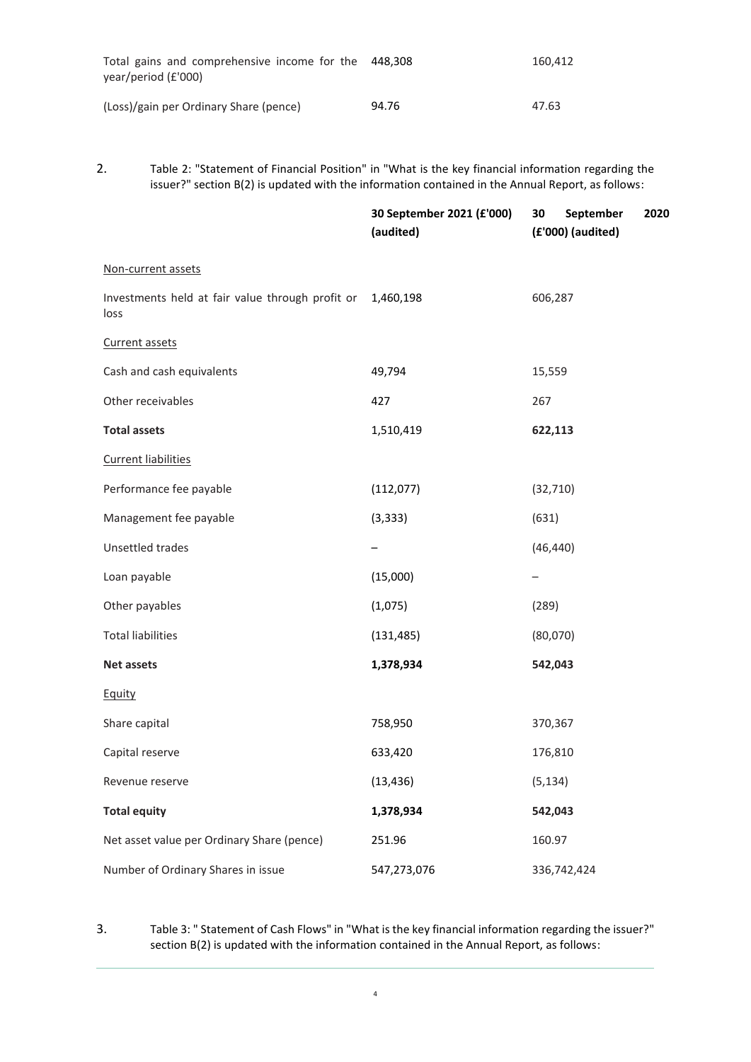| | | |
|---|---|---|
| Total gains and comprehensive income for the year/period (£'000) | 448,308 | 160,412 |
| (Loss)/gain per Ordinary Share (pence) | 94.76 | 47.63 |

2. Table 2: "Statement of Financial Position" in "What is the key financial information regarding the issuer?" section B(2) is updated with the information contained in the Annual Report, as follows:

| | **30 September 2021 (£'000) (audited)** | **30 September 2020 (£'000) (audited)** |
|---|---|---|
| Non-current assets | | |
| Investments held at fair value through profit or loss | 1,460,198 | 606,287 |
| Current assets | | |
| Cash and cash equivalents | 49,794 | 15,559 |
| Other receivables | 427 | 267 |
| **Total assets** | 1,510,419 | **622,113** |
| Current liabilities | | |
| Performance fee payable | (112,077) | (32,710) |
| Management fee payable | (3,333) | (631) |
| Unsettled trades | – | (46,440) |
| Loan payable | (15,000) | – |
| Other payables | (1,075) | (289) |
| Total liabilities | (131,485) | (80,070) |
| **Net assets** | **1,378,934** | **542,043** |
| Equity | | |
| Share capital | 758,950 | 370,367 |
| Capital reserve | 633,420 | 176,810 |
| Revenue reserve | (13,436) | (5,134) |
| **Total equity** | **1,378,934** | **542,043** |
| Net asset value per Ordinary Share (pence) | 251.96 | 160.97 |
| Number of Ordinary Shares in issue | 547,273,076 | 336,742,424 |

3. Table 3: " Statement of Cash Flows" in "What is the key financial information regarding the issuer?" section B(2) is updated with the information contained in the Annual Report, as follows: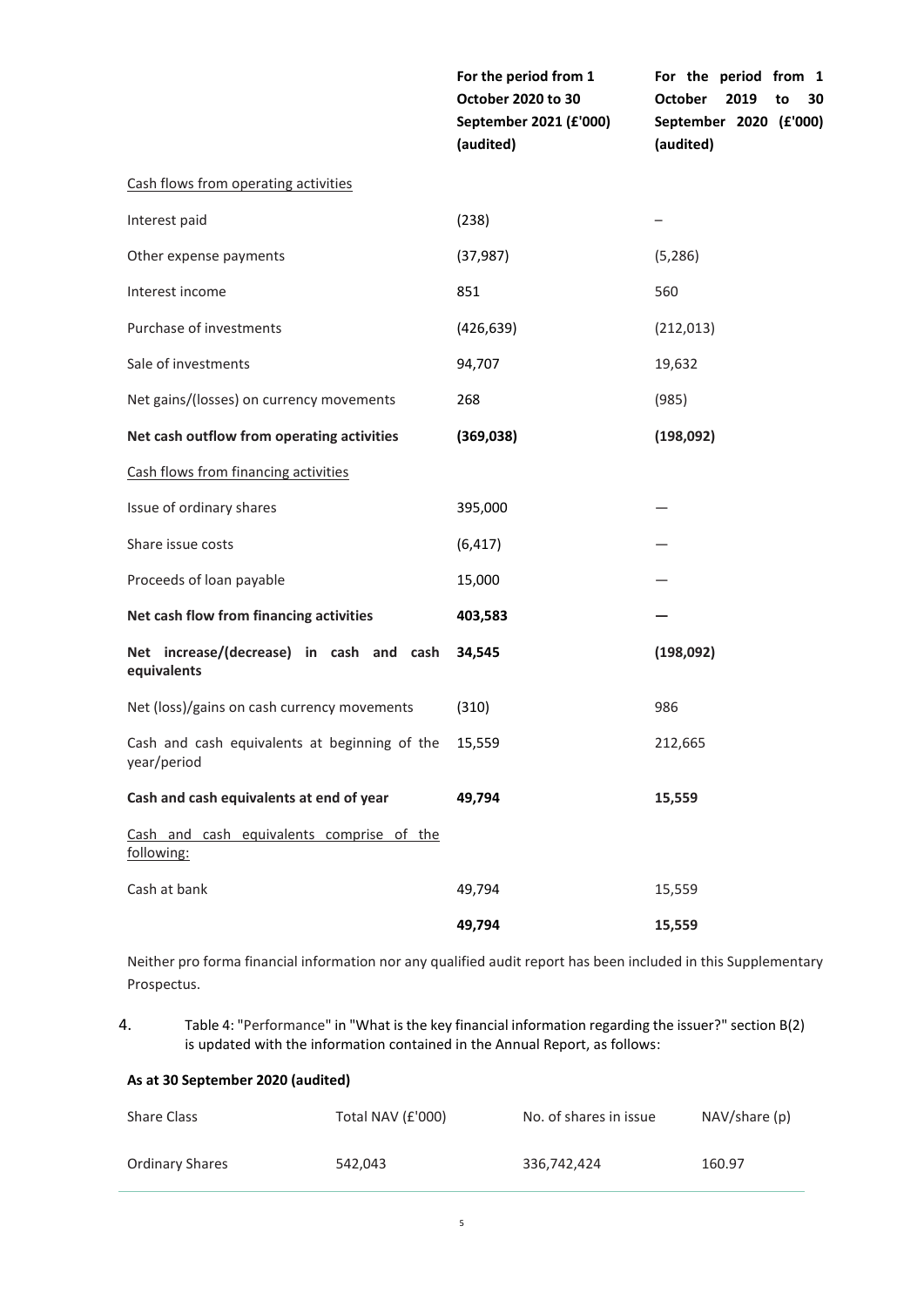| | For the period from 1 October 2020 to 30 September 2021 (£'000) (audited) | For the period from 1 October 2019 to 30 September 2020 (£'000) (audited) |
|---|---|---|
| Cash flows from operating activities | | |
| Interest paid | (238) | – |
| Other expense payments | (37,987) | (5,286) |
| Interest income | 851 | 560 |
| Purchase of investments | (426,639) | (212,013) |
| Sale of investments | 94,707 | 19,632 |
| Net gains/(losses) on currency movements | 268 | (985) |
| **Net cash outflow from operating activities** | **(369,038)** | **(198,092)** |
| Cash flows from financing activities | | |
| Issue of ordinary shares | 395,000 | — |
| Share issue costs | (6,417) | — |
| Proceeds of loan payable | 15,000 | — |
| **Net cash flow from financing activities** | **403,583** | **—** |
| **Net increase/(decrease) in cash and cash equivalents** | **34,545** | **(198,092)** |
| Net (loss)/gains on cash currency movements | (310) | 986 |
| Cash and cash equivalents at beginning of the year/period | 15,559 | 212,665 |
| **Cash and cash equivalents at end of year** | **49,794** | **15,559** |
| Cash and cash equivalents comprise of the following: | | |
| Cash at bank | 49,794 | 15,559 |
| | **49,794** | **15,559** |

Neither pro forma financial information nor any qualified audit report has been included in this Supplementary Prospectus.

4. Table 4: "Performance" in "What is the key financial information regarding the issuer?" section B(2) is updated with the information contained in the Annual Report, as follows:

**As at 30 September 2020 (audited)**

| Share Class | Total NAV (£'000) | No. of shares in issue | NAV/share (p) |
|---|---|---|---|
| Ordinary Shares | 542,043 | 336,742,424 | 160.97 |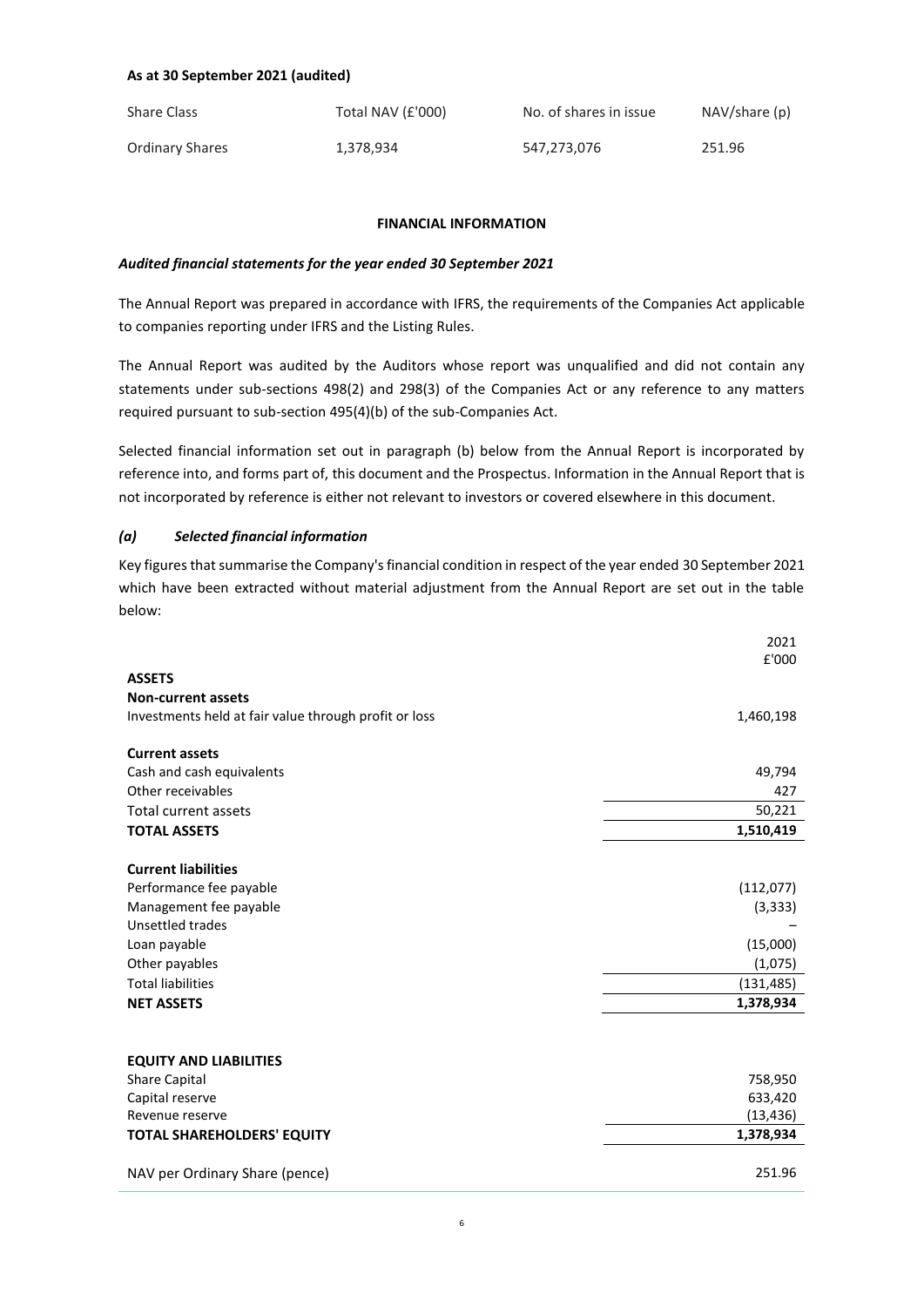**As at 30 September 2021 (audited)**

| Share Class | Total NAV (£'000) | No. of shares in issue | NAV/share (p) |
|---|---|---|---|
| Ordinary Shares | 1,378,934 | 547,273,076 | 251.96 |

**FINANCIAL INFORMATION**

***Audited financial statements for the year ended 30 September 2021***

The Annual Report was prepared in accordance with IFRS, the requirements of the Companies Act applicable to companies reporting under IFRS and the Listing Rules.

The Annual Report was audited by the Auditors whose report was unqualified and did not contain any statements under sub-sections 498(2) and 298(3) of the Companies Act or any reference to any matters required pursuant to sub-section 495(4)(b) of the sub-Companies Act.

Selected financial information set out in paragraph (b) below from the Annual Report is incorporated by reference into, and forms part of, this document and the Prospectus. Information in the Annual Report that is not incorporated by reference is either not relevant to investors or covered elsewhere in this document.

***(a) Selected financial information***

Key figures that summarise the Company's financial condition in respect of the year ended 30 September 2021 which have been extracted without material adjustment from the Annual Report are set out in the table below:

| | 2021<br>£'000 |
|---|---|
| **ASSETS** | |
| **Non-current assets** | |
| Investments held at fair value through profit or loss | 1,460,198 |
| | |
| **Current assets** | |
| Cash and cash equivalents | 49,794 |
| Other receivables | 427 |
| Total current assets | 50,221 |
| **TOTAL ASSETS** | **1,510,419** |
| | |
| **Current liabilities** | |
| Performance fee payable | (112,077) |
| Management fee payable | (3,333) |
| Unsettled trades | – |
| Loan payable | (15,000) |
| Other payables | (1,075) |
| Total liabilities | (131,485) |
| **NET ASSETS** | **1,378,934** |
| | |
| **EQUITY AND LIABILITIES** | |
| Share Capital | 758,950 |
| Capital reserve | 633,420 |
| Revenue reserve | (13,436) |
| **TOTAL SHAREHOLDERS' EQUITY** | **1,378,934** |
| | |
| NAV per Ordinary Share (pence) | 251.96 |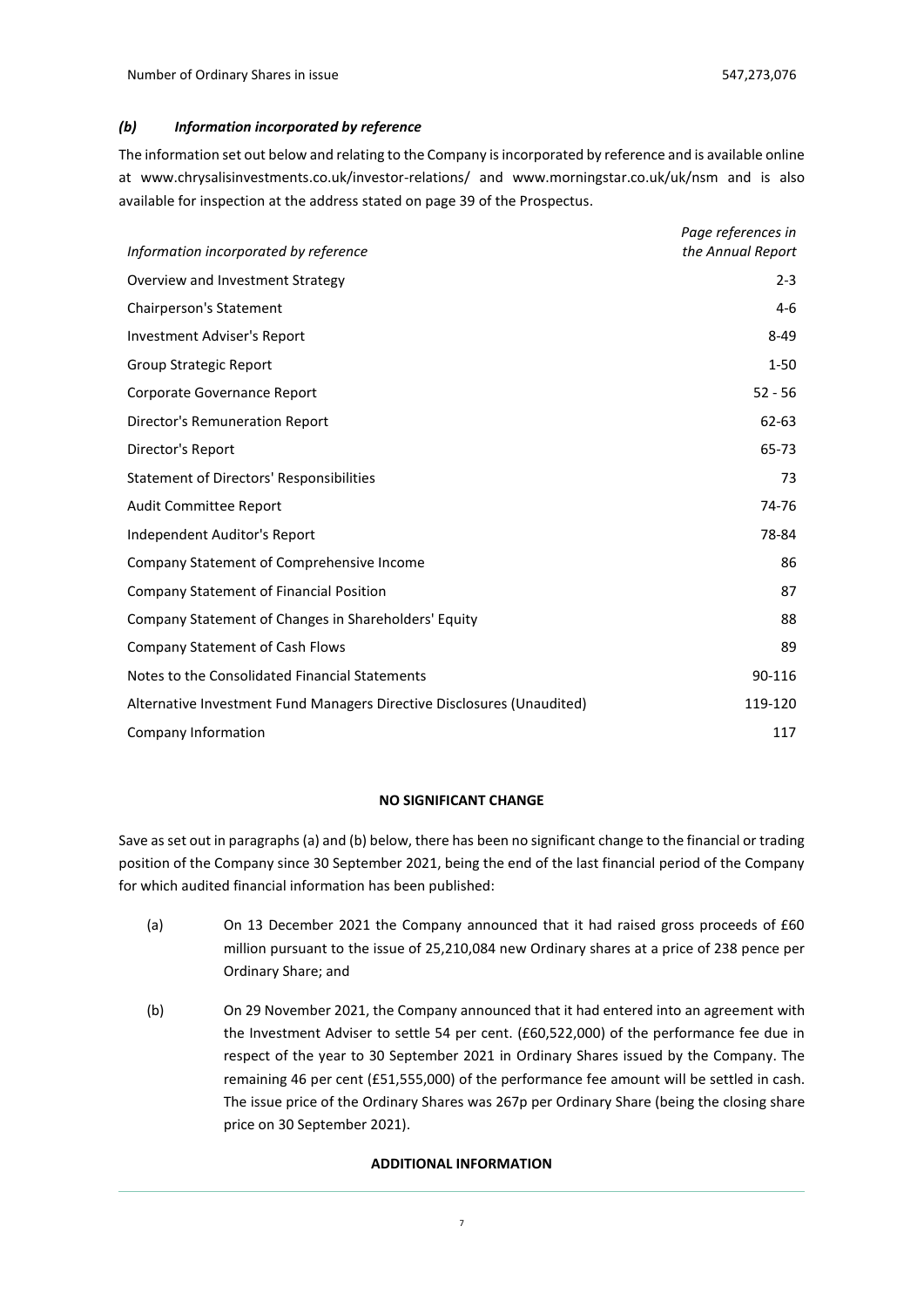Number of Ordinary Shares in issue 547,273,076

### *(b) Information incorporated by reference*

The information set out below and relating to the Company is incorporated by reference and is available online at www.chrysalisinvestments.co.uk/investor-relations/ and www.morningstar.co.uk/uk/nsm and is also available for inspection at the address stated on page 39 of the Prospectus.

| *Information incorporated by reference* | *Page references in the Annual Report* |
|---|---|
| Overview and Investment Strategy | 2-3 |
| Chairperson's Statement | 4-6 |
| Investment Adviser's Report | 8-49 |
| Group Strategic Report | 1-50 |
| Corporate Governance Report | 52 - 56 |
| Director's Remuneration Report | 62-63 |
| Director's Report | 65-73 |
| Statement of Directors' Responsibilities | 73 |
| Audit Committee Report | 74-76 |
| Independent Auditor's Report | 78-84 |
| Company Statement of Comprehensive Income | 86 |
| Company Statement of Financial Position | 87 |
| Company Statement of Changes in Shareholders' Equity | 88 |
| Company Statement of Cash Flows | 89 |
| Notes to the Consolidated Financial Statements | 90-116 |
| Alternative Investment Fund Managers Directive Disclosures (Unaudited) | 119-120 |
| Company Information | 117 |

**NO SIGNIFICANT CHANGE**

Save as set out in paragraphs (a) and (b) below, there has been no significant change to the financial or trading position of the Company since 30 September 2021, being the end of the last financial period of the Company for which audited financial information has been published:

(a) On 13 December 2021 the Company announced that it had raised gross proceeds of £60 million pursuant to the issue of 25,210,084 new Ordinary shares at a price of 238 pence per Ordinary Share; and

(b) On 29 November 2021, the Company announced that it had entered into an agreement with the Investment Adviser to settle 54 per cent. (£60,522,000) of the performance fee due in respect of the year to 30 September 2021 in Ordinary Shares issued by the Company. The remaining 46 per cent (£51,555,000) of the performance fee amount will be settled in cash. The issue price of the Ordinary Shares was 267p per Ordinary Share (being the closing share price on 30 September 2021).

**ADDITIONAL INFORMATION**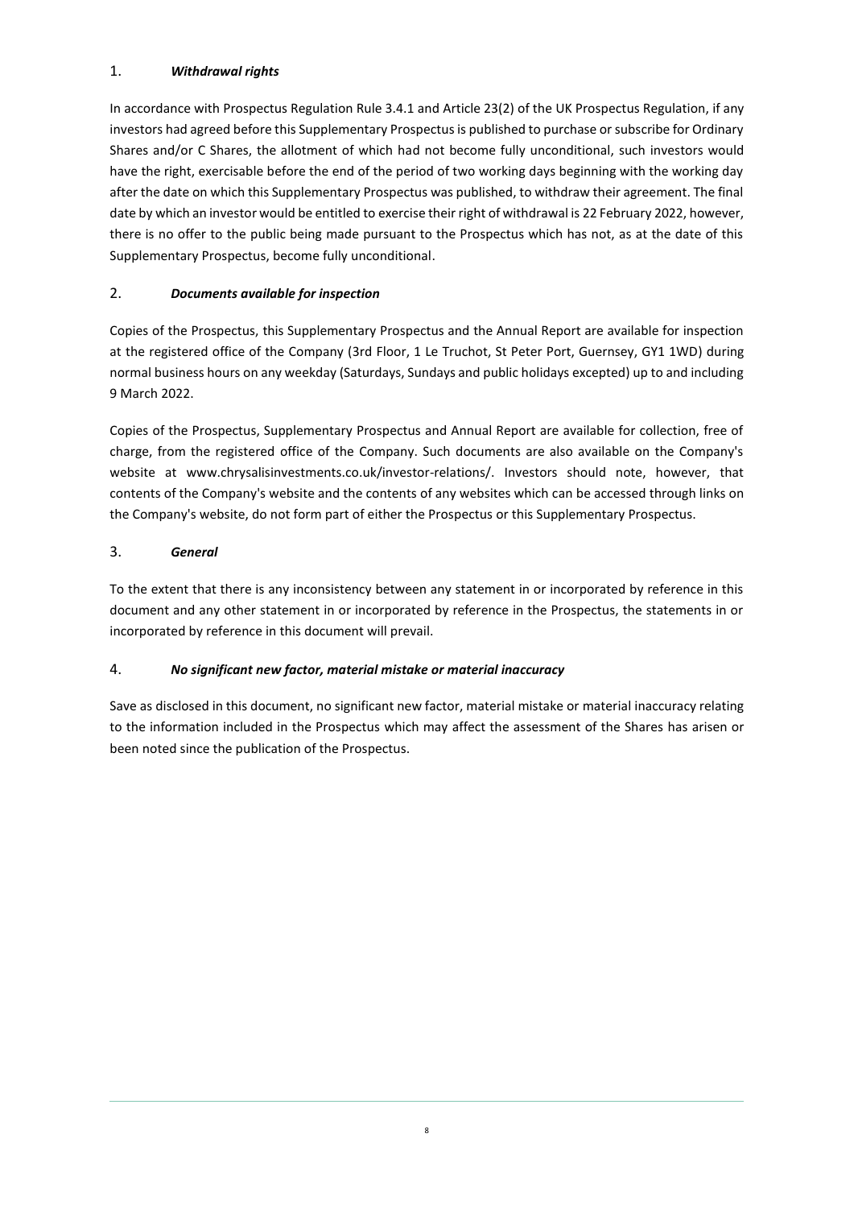## 1. *Withdrawal rights*

In accordance with Prospectus Regulation Rule 3.4.1 and Article 23(2) of the UK Prospectus Regulation, if any investors had agreed before this Supplementary Prospectus is published to purchase or subscribe for Ordinary Shares and/or C Shares, the allotment of which had not become fully unconditional, such investors would have the right, exercisable before the end of the period of two working days beginning with the working day after the date on which this Supplementary Prospectus was published, to withdraw their agreement. The final date by which an investor would be entitled to exercise their right of withdrawal is 22 February 2022, however, there is no offer to the public being made pursuant to the Prospectus which has not, as at the date of this Supplementary Prospectus, become fully unconditional.

## 2. *Documents available for inspection*

Copies of the Prospectus, this Supplementary Prospectus and the Annual Report are available for inspection at the registered office of the Company (3rd Floor, 1 Le Truchot, St Peter Port, Guernsey, GY1 1WD) during normal business hours on any weekday (Saturdays, Sundays and public holidays excepted) up to and including 9 March 2022.

Copies of the Prospectus, Supplementary Prospectus and Annual Report are available for collection, free of charge, from the registered office of the Company. Such documents are also available on the Company's website at www.chrysalisinvestments.co.uk/investor-relations/. Investors should note, however, that contents of the Company's website and the contents of any websites which can be accessed through links on the Company's website, do not form part of either the Prospectus or this Supplementary Prospectus.

## 3. *General*

To the extent that there is any inconsistency between any statement in or incorporated by reference in this document and any other statement in or incorporated by reference in the Prospectus, the statements in or incorporated by reference in this document will prevail.

## 4. *No significant new factor, material mistake or material inaccuracy*

Save as disclosed in this document, no significant new factor, material mistake or material inaccuracy relating to the information included in the Prospectus which may affect the assessment of the Shares has arisen or been noted since the publication of the Prospectus.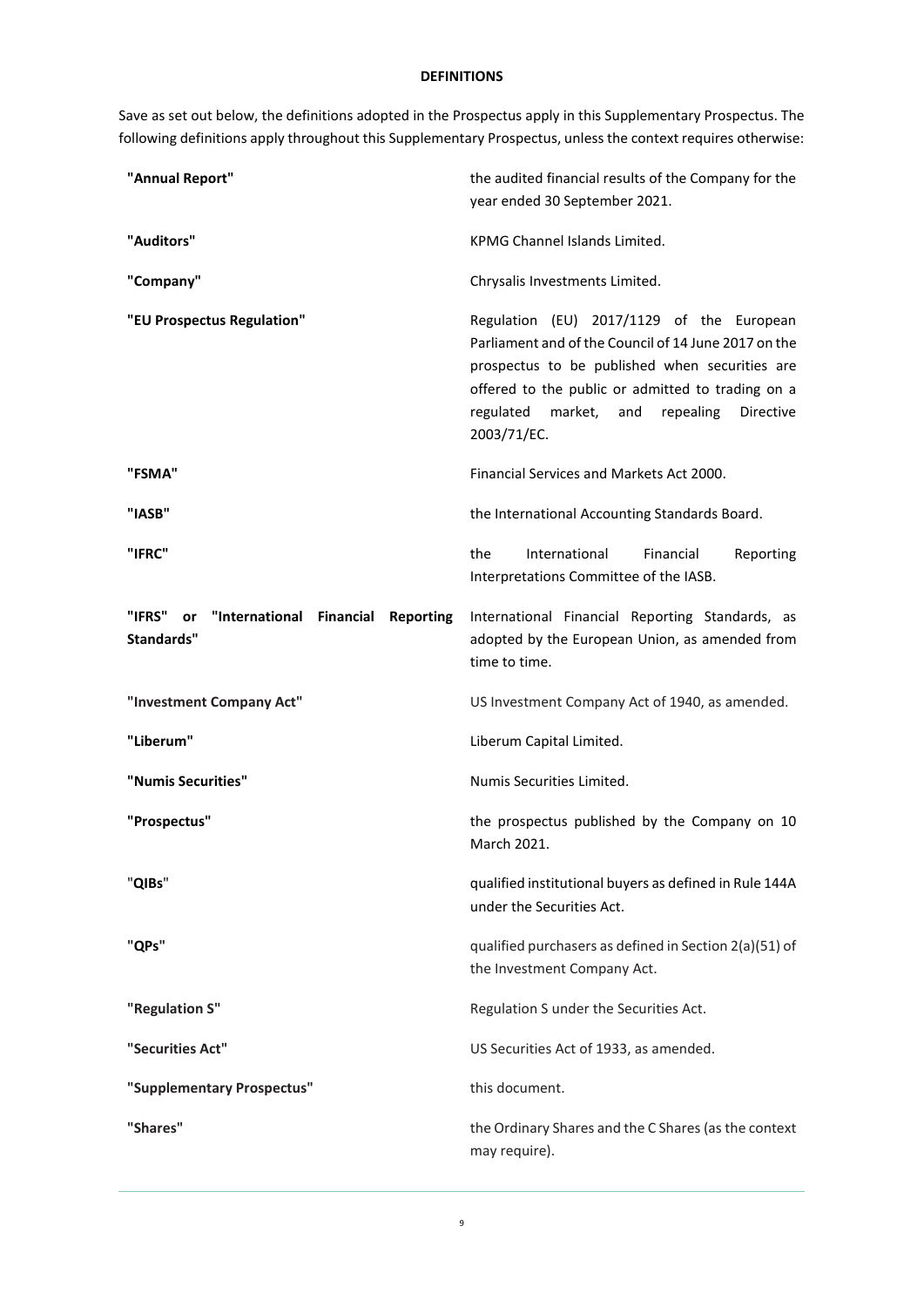## DEFINITIONS

Save as set out below, the definitions adopted in the Prospectus apply in this Supplementary Prospectus. The following definitions apply throughout this Supplementary Prospectus, unless the context requires otherwise:

| | |
|---|---|
| **"Annual Report"** | the audited financial results of the Company for the year ended 30 September 2021. |
| **"Auditors"** | KPMG Channel Islands Limited. |
| **"Company"** | Chrysalis Investments Limited. |
| **"EU Prospectus Regulation"** | Regulation (EU) 2017/1129 of the European Parliament and of the Council of 14 June 2017 on the prospectus to be published when securities are offered to the public or admitted to trading on a regulated market, and repealing Directive 2003/71/EC. |
| **"FSMA"** | Financial Services and Markets Act 2000. |
| **"IASB"** | the International Accounting Standards Board. |
| **"IFRC"** | the International Financial Reporting Interpretations Committee of the IASB. |
| **"IFRS" or "International Financial Reporting Standards"** | International Financial Reporting Standards, as adopted by the European Union, as amended from time to time. |
| **"Investment Company Act"** | US Investment Company Act of 1940, as amended. |
| **"Liberum"** | Liberum Capital Limited. |
| **"Numis Securities"** | Numis Securities Limited. |
| **"Prospectus"** | the prospectus published by the Company on 10 March 2021. |
| "**QIBs**" | qualified institutional buyers as defined in Rule 144A under the Securities Act. |
| **"QPs"** | qualified purchasers as defined in Section 2(a)(51) of the Investment Company Act. |
| **"Regulation S"** | Regulation S under the Securities Act. |
| **"Securities Act"** | US Securities Act of 1933, as amended. |
| **"Supplementary Prospectus"** | this document. |
| **"Shares"** | the Ordinary Shares and the C Shares (as the context may require). |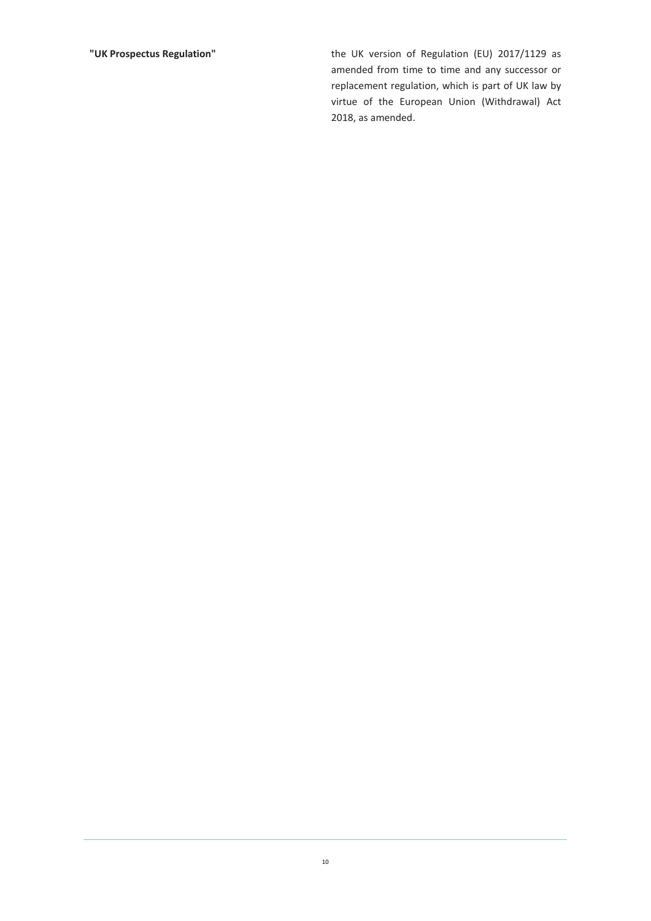| | |
|---|---|
| **"UK Prospectus Regulation"** | the UK version of Regulation (EU) 2017/1129 as amended from time to time and any successor or replacement regulation, which is part of UK law by virtue of the European Union (Withdrawal) Act 2018, as amended. |